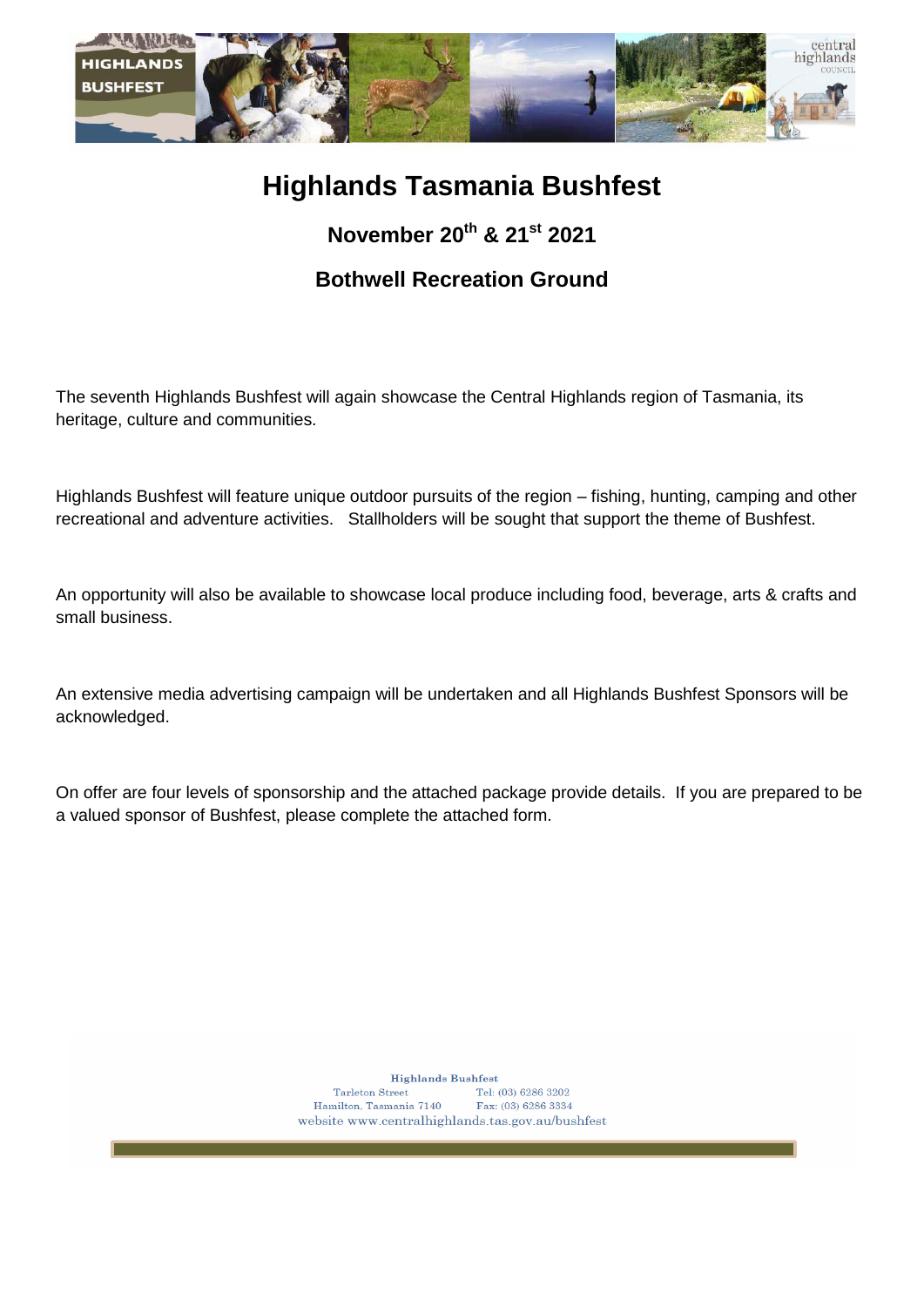# Highlands Tasmania Bushfest

## November 20th & 21st 2021

## Bothwell Recreation Ground

The seventh Highlands Bushfest will again showcase the Central Highlands region of Tasmania, its heritage, culture and communities.

Highlands Bushfest will feature unique outdoor pursuits of the region – fishing, hunting, camping and other recreational and adventure activities. Stallholders will be sought that support the theme of Bushfest.

An opportunity will also be available to showcase local produce including food, beverage, arts & crafts and small business.

An extensive media advertising campaign will be undertaken and all Highlands Bushfest Sponsors will be acknowledged.

On offer are four levels of sponsorship and the attached package provide details. If you are prepared to be a valued sponsor of Bushfest, please complete the attached form.

**Highlands Bushfest**
Tarleton Street Tel: (03) 6286 3202
Hamilton, Tasmania 7140 Fax: (03) 6286 3334
website www.centralhighlands.tas.gov.au/bushfest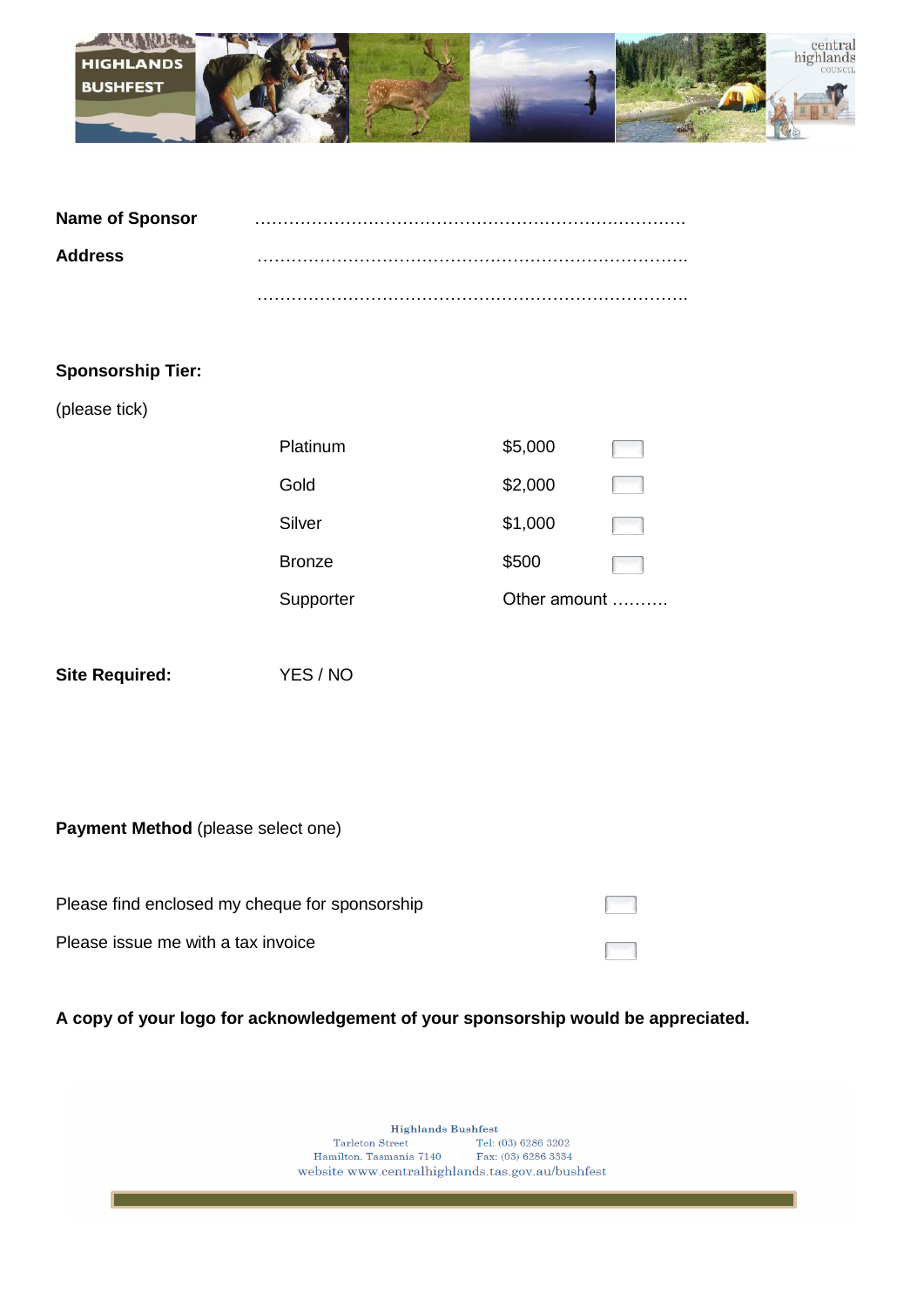**Name of Sponsor** ……………………………………………………………………

**Address** ……………………………………………………………………

……………………………………………………………………

**Sponsorship Tier:**

(please tick)

| | | |
|---|---|---|
| Platinum | $5,000 | ☐ |
| Gold | $2,000 | ☐ |
| Silver | $1,000 | ☐ |
| Bronze | $500 | ☐ |
| Supporter | Other amount ………. | |

**Site Required:** YES / NO

**Payment Method** (please select one)

Please find enclosed my cheque for sponsorship ☐

Please issue me with a tax invoice ☐

**A copy of your logo for acknowledgement of your sponsorship would be appreciated.**

Highlands Bushfest
Tarleton Street Tel: (03) 6286 3202
Hamilton, Tasmania 7140 Fax: (03) 6286 3334
website www.centralhighlands.tas.gov.au/bushfest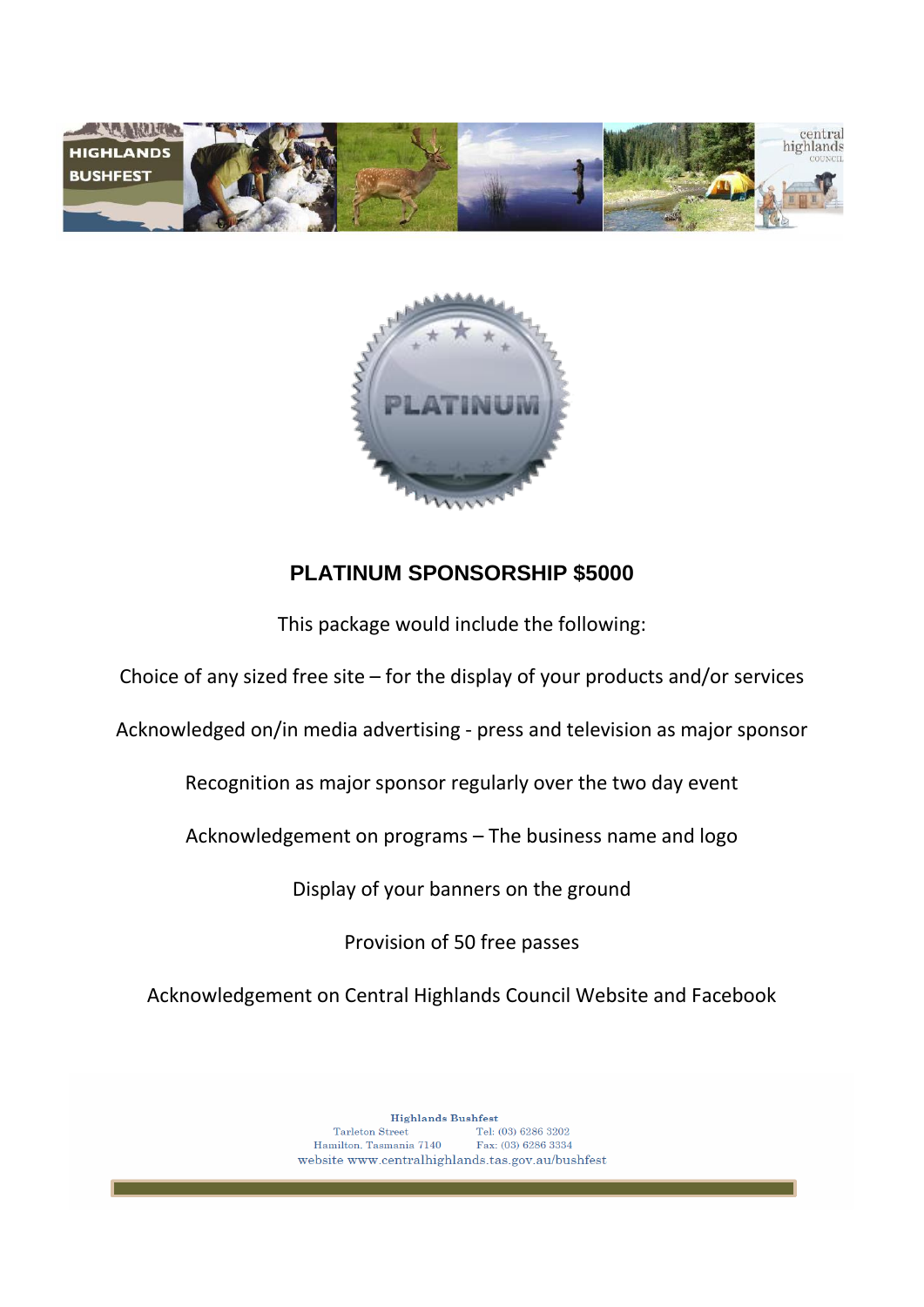## PLATINUM SPONSORSHIP $5000

This package would include the following:

Choice of any sized free site – for the display of your products and/or services

Acknowledged on/in media advertising - press and television as major sponsor

Recognition as major sponsor regularly over the two day event

Acknowledgement on programs – The business name and logo

Display of your banners on the ground

Provision of 50 free passes

Acknowledgement on Central Highlands Council Website and Facebook

**Highlands Bushfest**
Tarleton Street Tel: (03) 6286 3202
Hamilton, Tasmania 7140 Fax: (03) 6286 3334
website www.centralhighlands.tas.gov.au/bushfest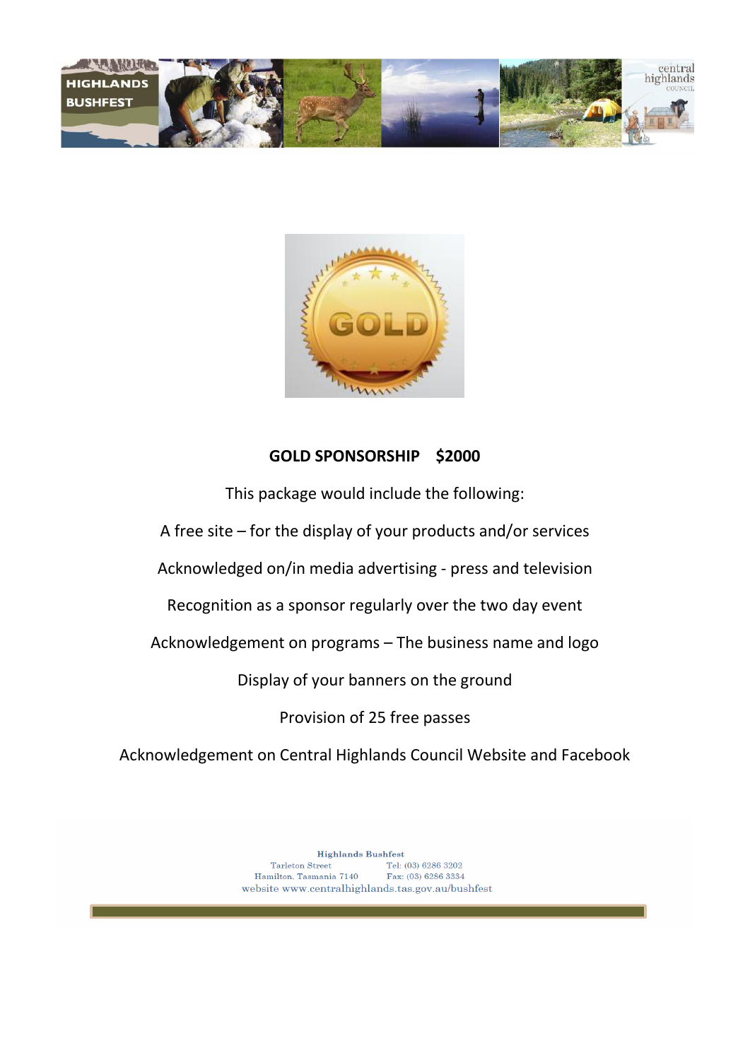## GOLD SPONSORSHIP $2000

This package would include the following:

A free site – for the display of your products and/or services

Acknowledged on/in media advertising - press and television

Recognition as a sponsor regularly over the two day event

Acknowledgement on programs – The business name and logo

Display of your banners on the ground

Provision of 25 free passes

Acknowledgement on Central Highlands Council Website and Facebook

Highlands Bushfest
Tarleton Street Tel: (03) 6286 3202
Hamilton, Tasmania 7140 Fax: (03) 6286 3334
website www.centralhighlands.tas.gov.au/bushfest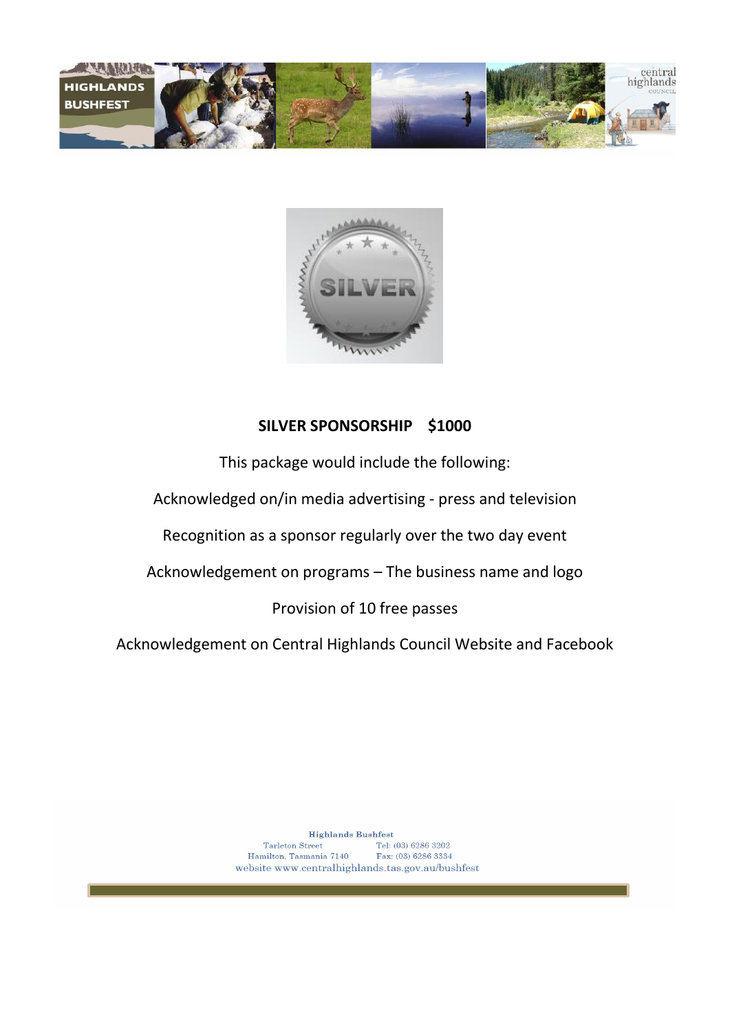## SILVER SPONSORSHIP $1000

This package would include the following:

Acknowledged on/in media advertising - press and television

Recognition as a sponsor regularly over the two day event

Acknowledgement on programs – The business name and logo

Provision of 10 free passes

Acknowledgement on Central Highlands Council Website and Facebook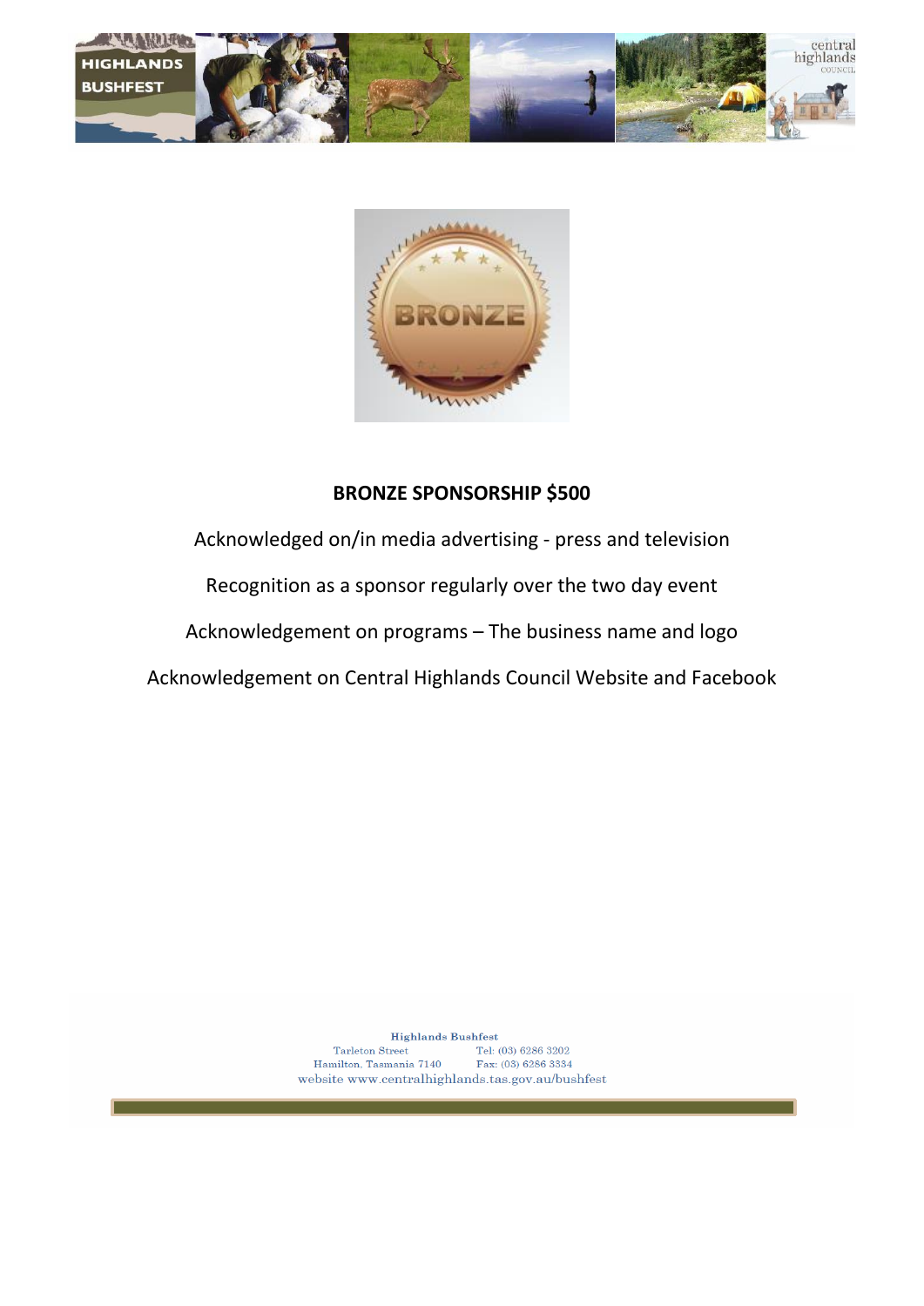**BRONZE SPONSORSHIP $500**

Acknowledged on/in media advertising - press and television

Recognition as a sponsor regularly over the two day event

Acknowledgement on programs – The business name and logo

Acknowledgement on Central Highlands Council Website and Facebook